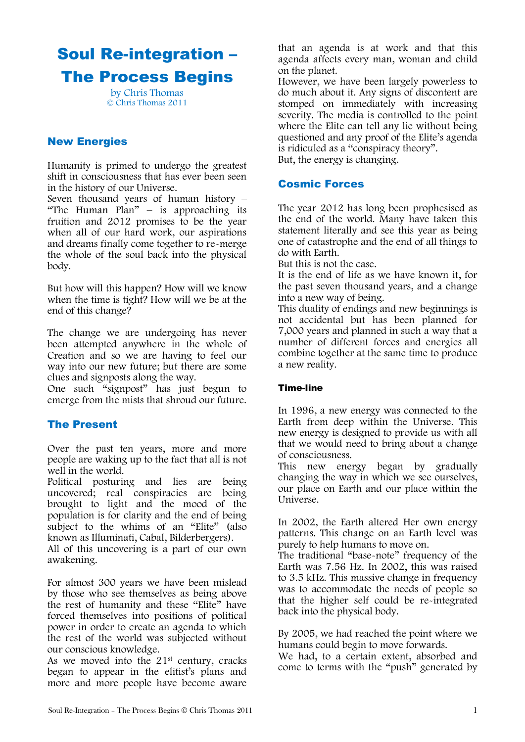# Soul Re-integration – The Process Begins

by Chris Thomas
© Chris Thomas 2011

## New Energies

Humanity is primed to undergo the greatest shift in consciousness that has ever been seen in the history of our Universe.
Seven thousand years of human history – "The Human Plan" – is approaching its fruition and 2012 promises to be the year when all of our hard work, our aspirations and dreams finally come together to re-merge the whole of the soul back into the physical body.

But how will this happen? How will we know when the time is tight? How will we be at the end of this change?

The change we are undergoing has never been attempted anywhere in the whole of Creation and so we are having to feel our way into our new future; but there are some clues and signposts along the way.
One such "signpost" has just begun to emerge from the mists that shroud our future.

## The Present

Over the past ten years, more and more people are waking up to the fact that all is not well in the world.
Political posturing and lies are being uncovered; real conspiracies are being brought to light and the mood of the population is for clarity and the end of being subject to the whims of an "Elite" (also known as Illuminati, Cabal, Bilderbergers).
All of this uncovering is a part of our own awakening.

For almost 300 years we have been mislead by those who see themselves as being above the rest of humanity and these "Elite" have forced themselves into positions of political power in order to create an agenda to which the rest of the world was subjected without our conscious knowledge.
As we moved into the 21st century, cracks began to appear in the elitist's plans and more and more people have become aware that an agenda is at work and that this agenda affects every man, woman and child on the planet.
However, we have been largely powerless to do much about it. Any signs of discontent are stomped on immediately with increasing severity. The media is controlled to the point where the Elite can tell any lie without being questioned and any proof of the Elite's agenda is ridiculed as a "conspiracy theory".
But, the energy is changing.

## Cosmic Forces

The year 2012 has long been prophesised as the end of the world. Many have taken this statement literally and see this year as being one of catastrophe and the end of all things to do with Earth.
But this is not the case.
It is the end of life as we have known it, for the past seven thousand years, and a change into a new way of being.
This duality of endings and new beginnings is not accidental but has been planned for 7,000 years and planned in such a way that a number of different forces and energies all combine together at the same time to produce a new reality.

### Time-line

In 1996, a new energy was connected to the Earth from deep within the Universe. This new energy is designed to provide us with all that we would need to bring about a change of consciousness.
This new energy began by gradually changing the way in which we see ourselves, our place on Earth and our place within the Universe.

In 2002, the Earth altered Her own energy patterns. This change on an Earth level was purely to help humans to move on.
The traditional "base-note" frequency of the Earth was 7.56 Hz. In 2002, this was raised to 3.5 kHz. This massive change in frequency was to accommodate the needs of people so that the higher self could be re-integrated back into the physical body.

By 2005, we had reached the point where we humans could begin to move forwards.
We had, to a certain extent, absorbed and come to terms with the "push" generated by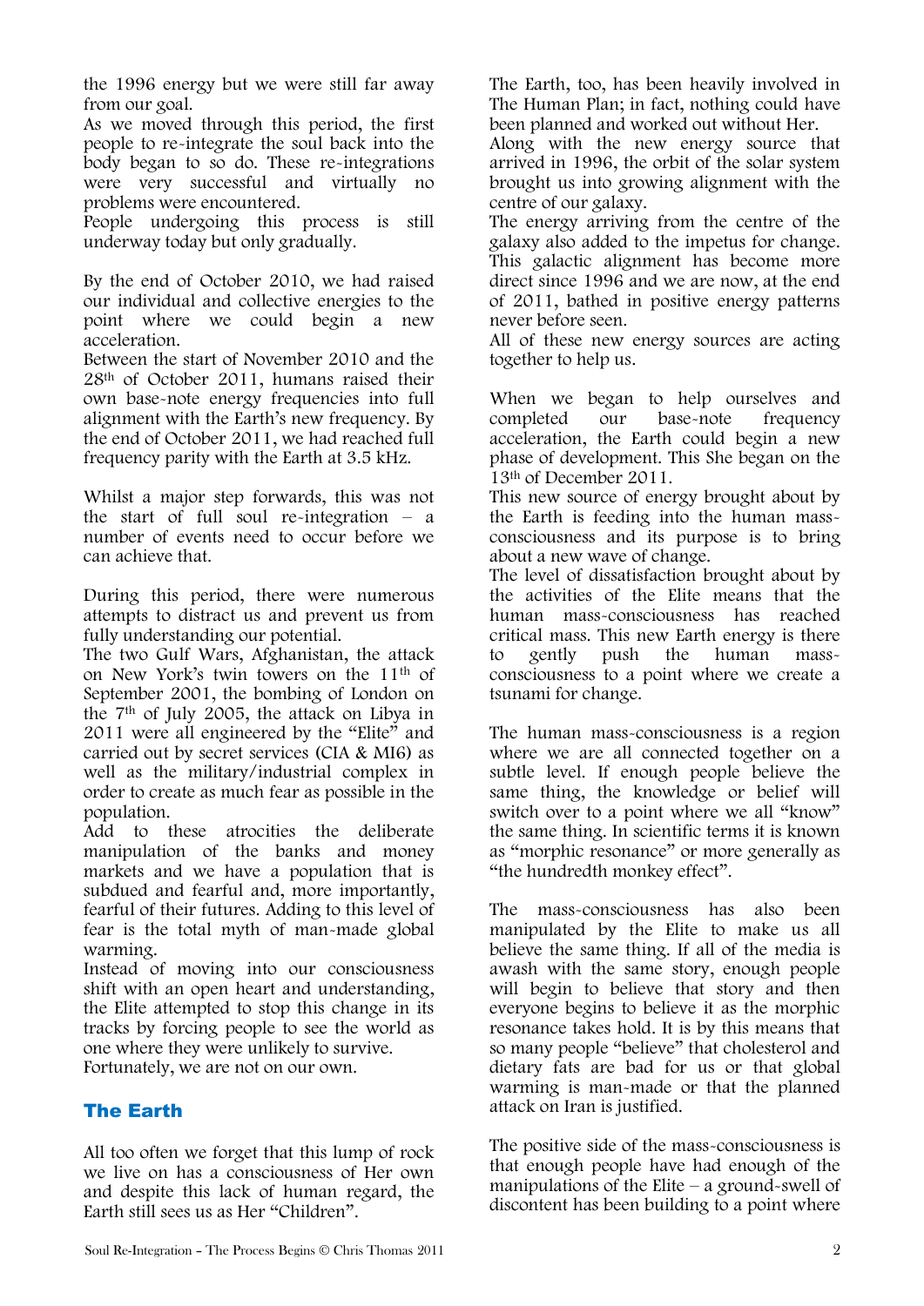the 1996 energy but we were still far away from our goal.
As we moved through this period, the first people to re-integrate the soul back into the body began to so do. These re-integrations were very successful and virtually no problems were encountered.
People undergoing this process is still underway today but only gradually.

By the end of October 2010, we had raised our individual and collective energies to the point where we could begin a new acceleration.
Between the start of November 2010 and the 28th of October 2011, humans raised their own base-note energy frequencies into full alignment with the Earth's new frequency. By the end of October 2011, we had reached full frequency parity with the Earth at 3.5 kHz.

Whilst a major step forwards, this was not the start of full soul re-integration – a number of events need to occur before we can achieve that.

During this period, there were numerous attempts to distract us and prevent us from fully understanding our potential.
The two Gulf Wars, Afghanistan, the attack on New York's twin towers on the 11th of September 2001, the bombing of London on the 7th of July 2005, the attack on Libya in 2011 were all engineered by the "Elite" and carried out by secret services (CIA & MI6) as well as the military/industrial complex in order to create as much fear as possible in the population.
Add to these atrocities the deliberate manipulation of the banks and money markets and we have a population that is subdued and fearful and, more importantly, fearful of their futures. Adding to this level of fear is the total myth of man-made global warming.
Instead of moving into our consciousness shift with an open heart and understanding, the Elite attempted to stop this change in its tracks by forcing people to see the world as one where they were unlikely to survive.
Fortunately, we are not on our own.

## The Earth

All too often we forget that this lump of rock we live on has a consciousness of Her own and despite this lack of human regard, the Earth still sees us as Her "Children".

The Earth, too, has been heavily involved in The Human Plan; in fact, nothing could have been planned and worked out without Her.
Along with the new energy source that arrived in 1996, the orbit of the solar system brought us into growing alignment with the centre of our galaxy.
The energy arriving from the centre of the galaxy also added to the impetus for change. This galactic alignment has become more direct since 1996 and we are now, at the end of 2011, bathed in positive energy patterns never before seen.
All of these new energy sources are acting together to help us.

When we began to help ourselves and completed our base-note frequency acceleration, the Earth could begin a new phase of development. This She began on the 13th of December 2011.
This new source of energy brought about by the Earth is feeding into the human mass-consciousness and its purpose is to bring about a new wave of change.
The level of dissatisfaction brought about by the activities of the Elite means that the human mass-consciousness has reached critical mass. This new Earth energy is there to gently push the human mass-consciousness to a point where we create a tsunami for change.

The human mass-consciousness is a region where we are all connected together on a subtle level. If enough people believe the same thing, the knowledge or belief will switch over to a point where we all "know" the same thing. In scientific terms it is known as "morphic resonance" or more generally as "the hundredth monkey effect".

The mass-consciousness has also been manipulated by the Elite to make us all believe the same thing. If all of the media is awash with the same story, enough people will begin to believe that story and then everyone begins to believe it as the morphic resonance takes hold. It is by this means that so many people "believe" that cholesterol and dietary fats are bad for us or that global warming is man-made or that the planned attack on Iran is justified.

The positive side of the mass-consciousness is that enough people have had enough of the manipulations of the Elite – a ground-swell of discontent has been building to a point where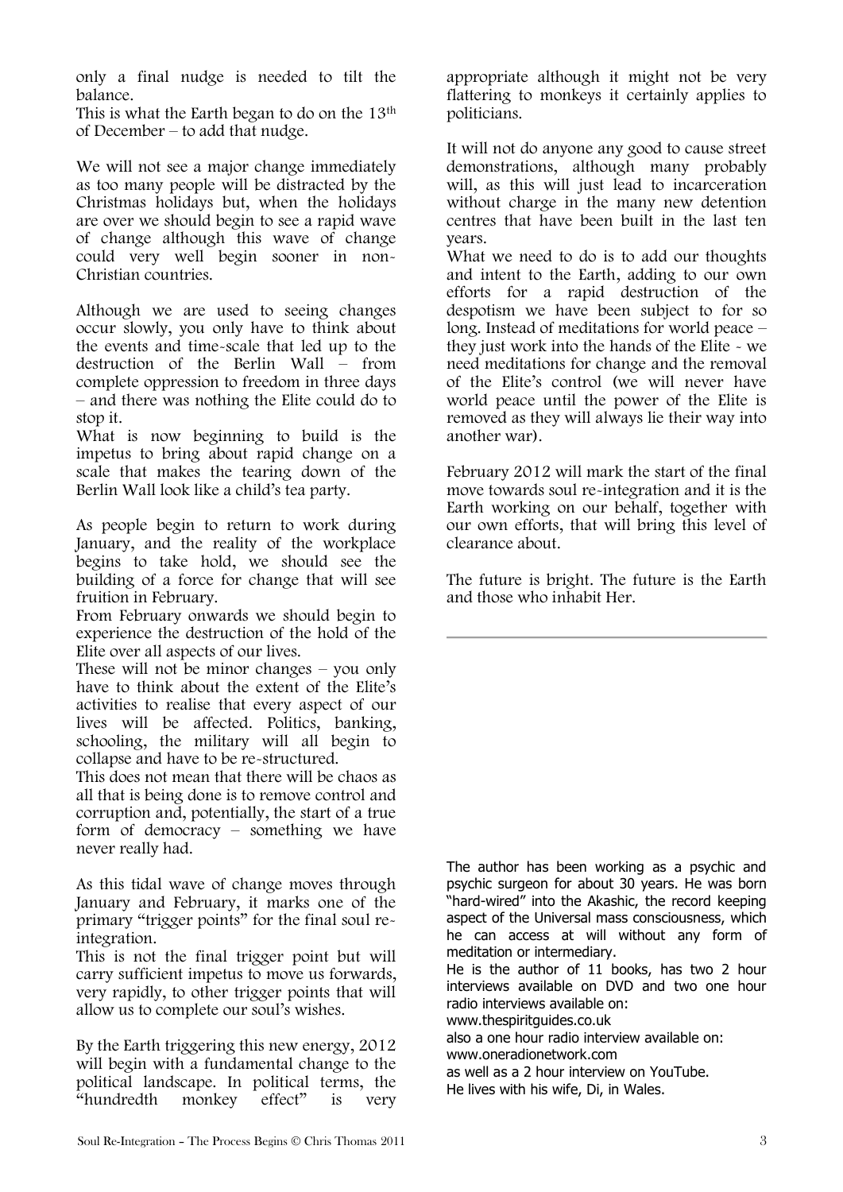only a final nudge is needed to tilt the balance.

This is what the Earth began to do on the 13th of December – to add that nudge.

We will not see a major change immediately as too many people will be distracted by the Christmas holidays but, when the holidays are over we should begin to see a rapid wave of change although this wave of change could very well begin sooner in non-Christian countries.

Although we are used to seeing changes occur slowly, you only have to think about the events and time-scale that led up to the destruction of the Berlin Wall – from complete oppression to freedom in three days – and there was nothing the Elite could do to stop it.

What is now beginning to build is the impetus to bring about rapid change on a scale that makes the tearing down of the Berlin Wall look like a child's tea party.

As people begin to return to work during January, and the reality of the workplace begins to take hold, we should see the building of a force for change that will see fruition in February.

From February onwards we should begin to experience the destruction of the hold of the Elite over all aspects of our lives.

These will not be minor changes – you only have to think about the extent of the Elite's activities to realise that every aspect of our lives will be affected. Politics, banking, schooling, the military will all begin to collapse and have to be re-structured.

This does not mean that there will be chaos as all that is being done is to remove control and corruption and, potentially, the start of a true form of democracy – something we have never really had.

As this tidal wave of change moves through January and February, it marks one of the primary "trigger points" for the final soul re-integration.

This is not the final trigger point but will carry sufficient impetus to move us forwards, very rapidly, to other trigger points that will allow us to complete our soul's wishes.

By the Earth triggering this new energy, 2012 will begin with a fundamental change to the political landscape. In political terms, the "hundredth monkey effect" is very appropriate although it might not be very flattering to monkeys it certainly applies to politicians.

It will not do anyone any good to cause street demonstrations, although many probably will, as this will just lead to incarceration without charge in the many new detention centres that have been built in the last ten years.

What we need to do is to add our thoughts and intent to the Earth, adding to our own efforts for a rapid destruction of the despotism we have been subject to for so long. Instead of meditations for world peace – they just work into the hands of the Elite - we need meditations for change and the removal of the Elite's control (we will never have world peace until the power of the Elite is removed as they will always lie their way into another war).

February 2012 will mark the start of the final move towards soul re-integration and it is the Earth working on our behalf, together with our own efforts, that will bring this level of clearance about.

The future is bright. The future is the Earth and those who inhabit Her.

---

The author has been working as a psychic and psychic surgeon for about 30 years. He was born "hard-wired" into the Akashic, the record keeping aspect of the Universal mass consciousness, which he can access at will without any form of meditation or intermediary.

He is the author of 11 books, has two 2 hour interviews available on DVD and two one hour radio interviews available on:
www.thespiritguides.co.uk
also a one hour radio interview available on:
www.oneradionetwork.com
as well as a 2 hour interview on YouTube.
He lives with his wife, Di, in Wales.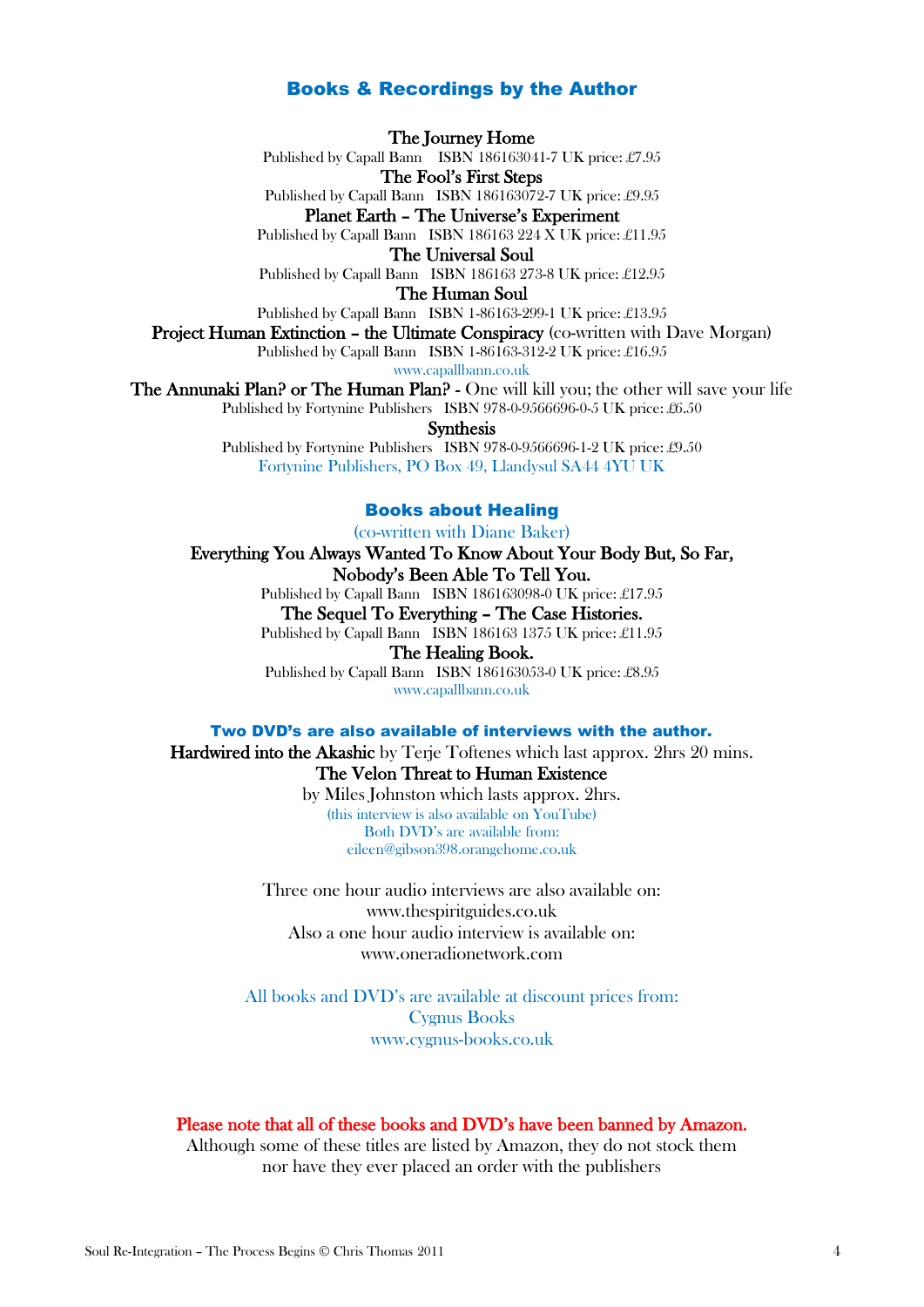## Books & Recordings by the Author

**The Journey Home**
Published by Capall Bann ISBN 186163041-7 UK price: £7.95

**The Fool's First Steps**
Published by Capall Bann ISBN 186163072-7 UK price: £9.95

**Planet Earth – The Universe's Experiment**
Published by Capall Bann ISBN 186163 224 X UK price: £11.95

**The Universal Soul**
Published by Capall Bann ISBN 186163 273-8 UK price: £12.95

**The Human Soul**
Published by Capall Bann ISBN 1-86163-299-1 UK price: £13.95

**Project Human Extinction – the Ultimate Conspiracy** (co-written with Dave Morgan)
Published by Capall Bann ISBN 1-86163-312-2 UK price: £16.95

www.capallbann.co.uk

**The Annunaki Plan? or The Human Plan? -** One will kill you; the other will save your life
Published by Fortynine Publishers ISBN 978-0-9566696-0-5 UK price: £6.50

**Synthesis**
Published by Fortynine Publishers ISBN 978-0-9566696-1-2 UK price: £9.50

Fortynine Publishers, PO Box 49, Llandysul SA44 4YU UK

## Books about Healing

(co-written with Diane Baker)

**Everything You Always Wanted To Know About Your Body But, So Far, Nobody's Been Able To Tell You.**
Published by Capall Bann ISBN 186163098-0 UK price: £17.95

**The Sequel To Everything – The Case Histories.**
Published by Capall Bann ISBN 186163 1375 UK price: £11.95

**The Healing Book.**
Published by Capall Bann ISBN 186163053-0 UK price: £8.95

www.capallbann.co.uk

### Two DVD's are also available of interviews with the author.

**Hardwired into the Akashic** by Terje Toftenes which last approx. 2hrs 20 mins.

**The Velon Threat to Human Existence**
by Miles Johnston which lasts approx. 2hrs.
(this interview is also available on YouTube)

Both DVD's are available from:
eileen@gibson398.orangehome.co.uk

Three one hour audio interviews are also available on:
www.thespiritguides.co.uk
Also a one hour audio interview is available on:
www.oneradionetwork.com

All books and DVD's are available at discount prices from:
Cygnus Books
www.cygnus-books.co.uk

Please note that all of these books and DVD's have been banned by Amazon.
Although some of these titles are listed by Amazon, they do not stock them nor have they ever placed an order with the publishers